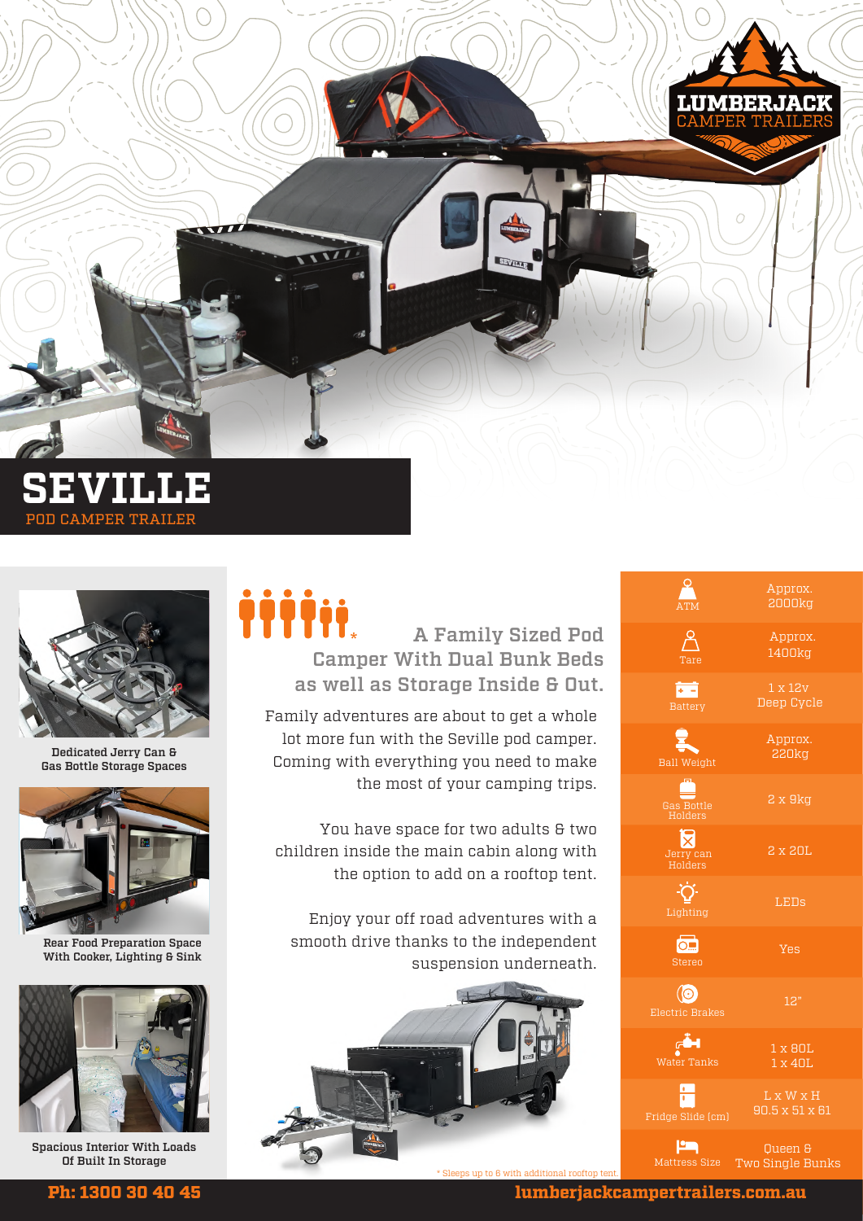LUMBERJACK CAMPER TRAILERS

# SEVILLE

POD CAMPER TRAILER

Dedicated Jerry Can & Gas Bottle Storage Spaces

Rear Food Preparation Space With Cooker, Lighting & Sink

Spacious Interior With Loads Of Built In Storage

## A Family Sized Pod Camper With Dual Bunk Beds as well as Storage Inside & Out.

Family adventures are about to get a whole lot more fun with the Seville pod camper. Coming with everything you need to make the most of your camping trips.

You have space for two adults & two children inside the main cabin along with the option to add on a rooftop tent.

Enjoy your off road adventures with a smooth drive thanks to the independent suspension underneath.

\* Sleeps up to 6 with additional rooftop tent.

| | |
|---|---|
| ATM | Approx. 2000kg |
| Tare | Approx. 1400kg |
| Battery | 1 x 12v Deep Cycle |
| Ball Weight | Approx. 220kg |
| Gas Bottle Holders | 2 x 9kg |
| Jerry can Holders | 2 x 20L |
| Lighting | LEDs |
| Stereo | Yes |
| Electric Brakes | 12" |
| Water Tanks | 1 x 80L<br>1 x 40L |
| Fridge Slide (cm) | L x W x H<br>90.5 x 51 x 61 |
| Mattress Size | Queen & Two Single Bunks |

**Ph: 1300 30 40 45** **lumberjackcampertrailers.com.au**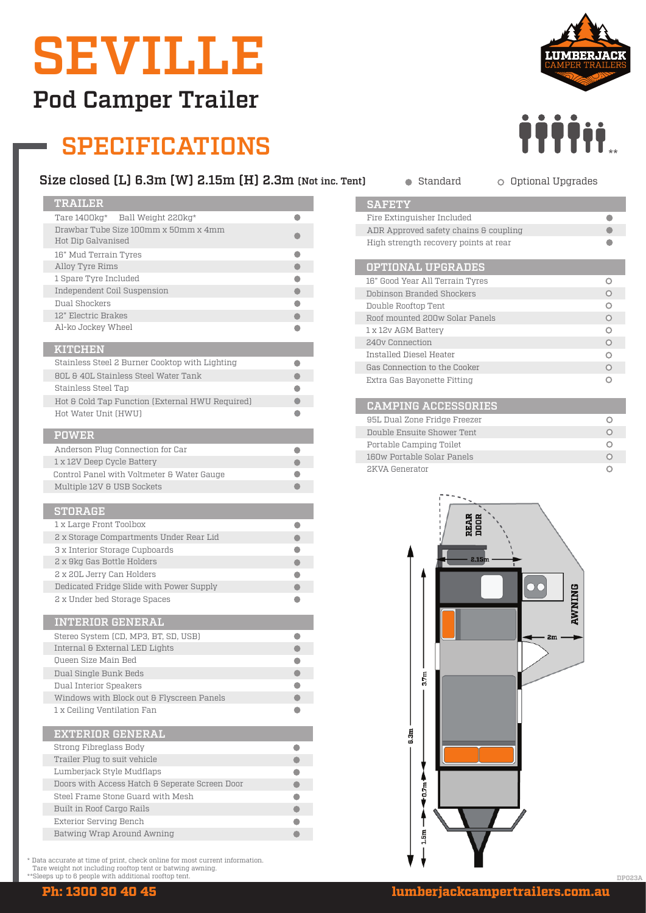# SEVILLE

## Pod Camper Trailer

## SPECIFICATIONS

**Size closed (L) 6.3m (W) 2.15m (H) 2.3m (Not inc. Tent)**

● Standard ○ Optional Upgrades

| TRAILER | |
| --- | --- |
| Tare 1400kg* Ball Weight 220kg* | ● |
| Drawbar Tube Size 100mm x 50mm x 4mm Hot Dip Galvanised | ● |
| 16" Mud Terrain Tyres | ● |
| Alloy Tyre Rims | ● |
| 1 Spare Tyre Included | ● |
| Independent Coil Suspension | ● |
| Dual Shockers | ● |
| 12" Electric Brakes | ● |
| Al-ko Jockey Wheel | ● |

| KITCHEN | |
| --- | --- |
| Stainless Steel 2 Burner Cooktop with Lighting | ● |
| 80L & 40L Stainless Steel Water Tank | ● |
| Stainless Steel Tap | ● |
| Hot & Cold Tap Function (External HWU Required) | ● |
| Hot Water Unit (HWU) | ● |

| POWER | |
| --- | --- |
| Anderson Plug Connection for Car | ● |
| 1 x 12V Deep Cycle Battery | ● |
| Control Panel with Voltmeter & Water Gauge | ● |
| Multiple 12V & USB Sockets | ● |

| STORAGE | |
| --- | --- |
| 1 x Large Front Toolbox | ● |
| 2 x Storage Compartments Under Rear Lid | ● |
| 3 x Interior Storage Cupboards | ● |
| 2 x 9kg Gas Bottle Holders | ● |
| 2 x 20L Jerry Can Holders | ● |
| Dedicated Fridge Slide with Power Supply | ● |
| 2 x Under bed Storage Spaces | ● |

| INTERIOR GENERAL | |
| --- | --- |
| Stereo System (CD, MP3, BT, SD, USB) | ● |
| Internal & External LED Lights | ● |
| Queen Size Main Bed | ● |
| Dual Single Bunk Beds | ● |
| Dual Interior Speakers | ● |
| Windows with Block out & Flyscreen Panels | ● |
| 1 x Ceiling Ventilation Fan | ● |

| EXTERIOR GENERAL | |
| --- | --- |
| Strong Fibreglass Body | ● |
| Trailer Plug to suit vehicle | ● |
| Lumberjack Style Mudflaps | ● |
| Doors with Access Hatch & Seperate Screen Door | ● |
| Steel Frame Stone Guard with Mesh | ● |
| Built in Roof Cargo Rails | ● |
| Exterior Serving Bench | ● |
| Batwing Wrap Around Awning | ● |

| SAFETY | |
| --- | --- |
| Fire Extinguisher Included | ● |
| ADR Approved safety chains & coupling | ● |
| High strength recovery points at rear | ● |

| OPTIONAL UPGRADES | |
| --- | --- |
| 16" Good Year All Terrain Tyres | ○ |
| Dobinson Branded Shockers | ○ |
| Double Rooftop Tent | ○ |
| Roof mounted 200w Solar Panels | ○ |
| 1 x 12v AGM Battery | ○ |
| 240v Connection | ○ |
| Installed Diesel Heater | ○ |
| Gas Connection to the Cooker | ○ |
| Extra Gas Bayonette Fitting | ○ |

| CAMPING ACCESSORIES | |
| --- | --- |
| 95L Dual Zone Fridge Freezer | ○ |
| Double Ensuite Shower Tent | ○ |
| Portable Camping Toilet | ○ |
| 160w Portable Solar Panels | ○ |
| 2KVA Generator | ○ |

REAR DOOR
2.15m
AWNING
2m
3.7m
6.3m
0.7m
1.5m

\* Data accurate at time of print, check online for most current information.
Tare weight not including rooftop tent or batwing awning.
\*\*Sleeps up to 6 people with additional rooftop tent.

**Ph: 1300 30 40 45** **lumberjackcampertrailers.com.au**